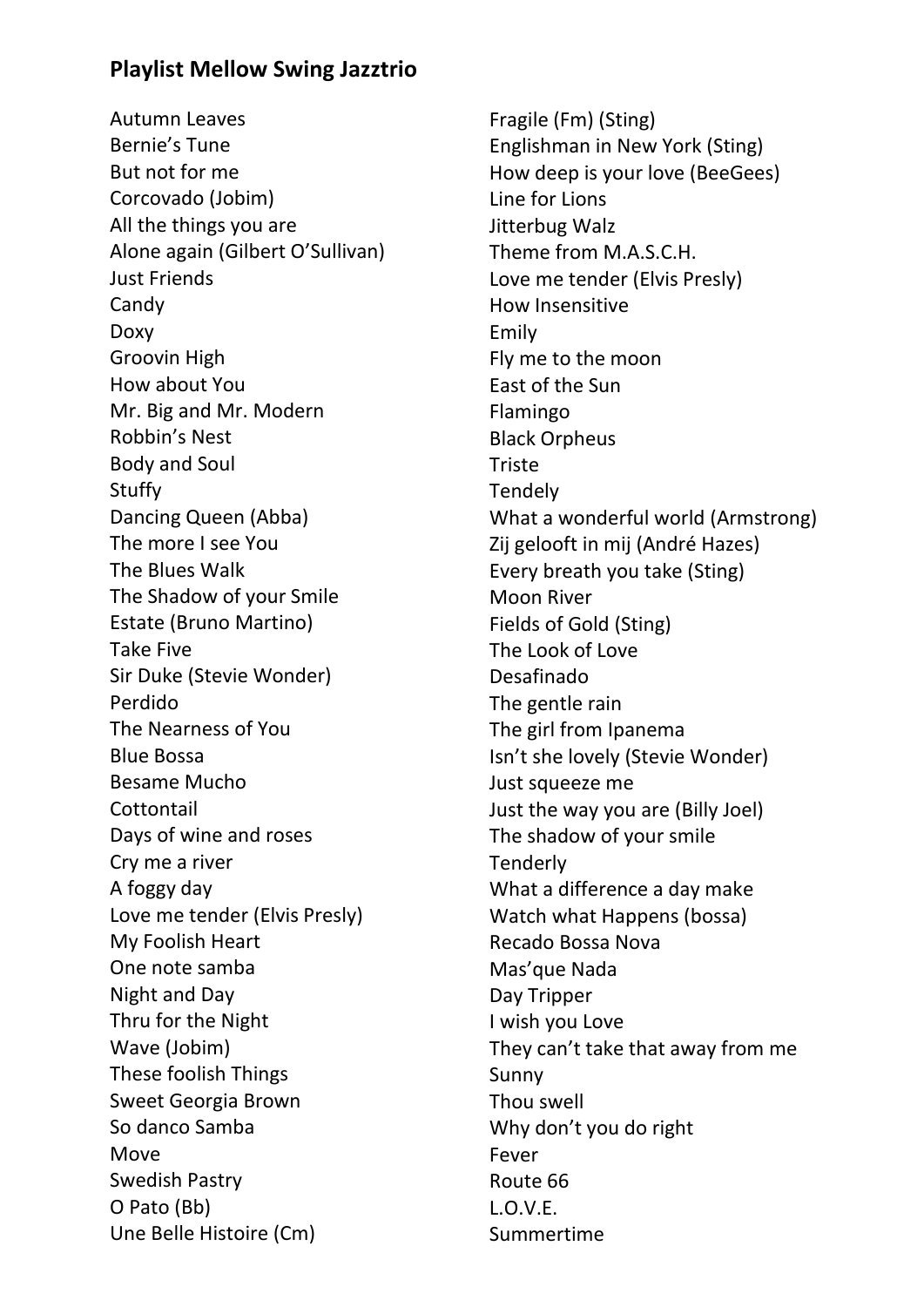## Playlist Mellow Swing Jazztrio

Autumn Leaves
Bernie's Tune
But not for me
Corcovado (Jobim)
All the things you are
Alone again (Gilbert O'Sullivan)
Just Friends
Candy
Doxy
Groovin High
How about You
Mr. Big and Mr. Modern
Robbin's Nest
Body and Soul
Stuffy
Dancing Queen (Abba)
The more I see You
The Blues Walk
The Shadow of your Smile
Estate (Bruno Martino)
Take Five
Sir Duke (Stevie Wonder)
Perdido
The Nearness of You
Blue Bossa
Besame Mucho
Cottontail
Days of wine and roses
Cry me a river
A foggy day
Love me tender (Elvis Presly)
My Foolish Heart
One note samba
Night and Day
Thru for the Night
Wave (Jobim)
These foolish Things
Sweet Georgia Brown
So danco Samba
Move
Swedish Pastry
O Pato (Bb)
Une Belle Histoire (Cm)
Fragile (Fm) (Sting)
Englishman in New York (Sting)
How deep is your love (BeeGees)
Line for Lions
Jitterbug Walz
Theme from M.A.S.C.H.
Love me tender (Elvis Presly)
How Insensitive
Emily
Fly me to the moon
East of the Sun
Flamingo
Black Orpheus
Triste
Tendely
What a wonderful world (Armstrong)
Zij gelooft in mij (André Hazes)
Every breath you take (Sting)
Moon River
Fields of Gold (Sting)
The Look of Love
Desafinado
The gentle rain
The girl from Ipanema
Isn't she lovely (Stevie Wonder)
Just squeeze me
Just the way you are (Billy Joel)
The shadow of your smile
Tenderly
What a difference a day make
Watch what Happens (bossa)
Recado Bossa Nova
Mas'que Nada
Day Tripper
I wish you Love
They can't take that away from me
Sunny
Thou swell
Why don't you do right
Fever
Route 66
L.O.V.E.
Summertime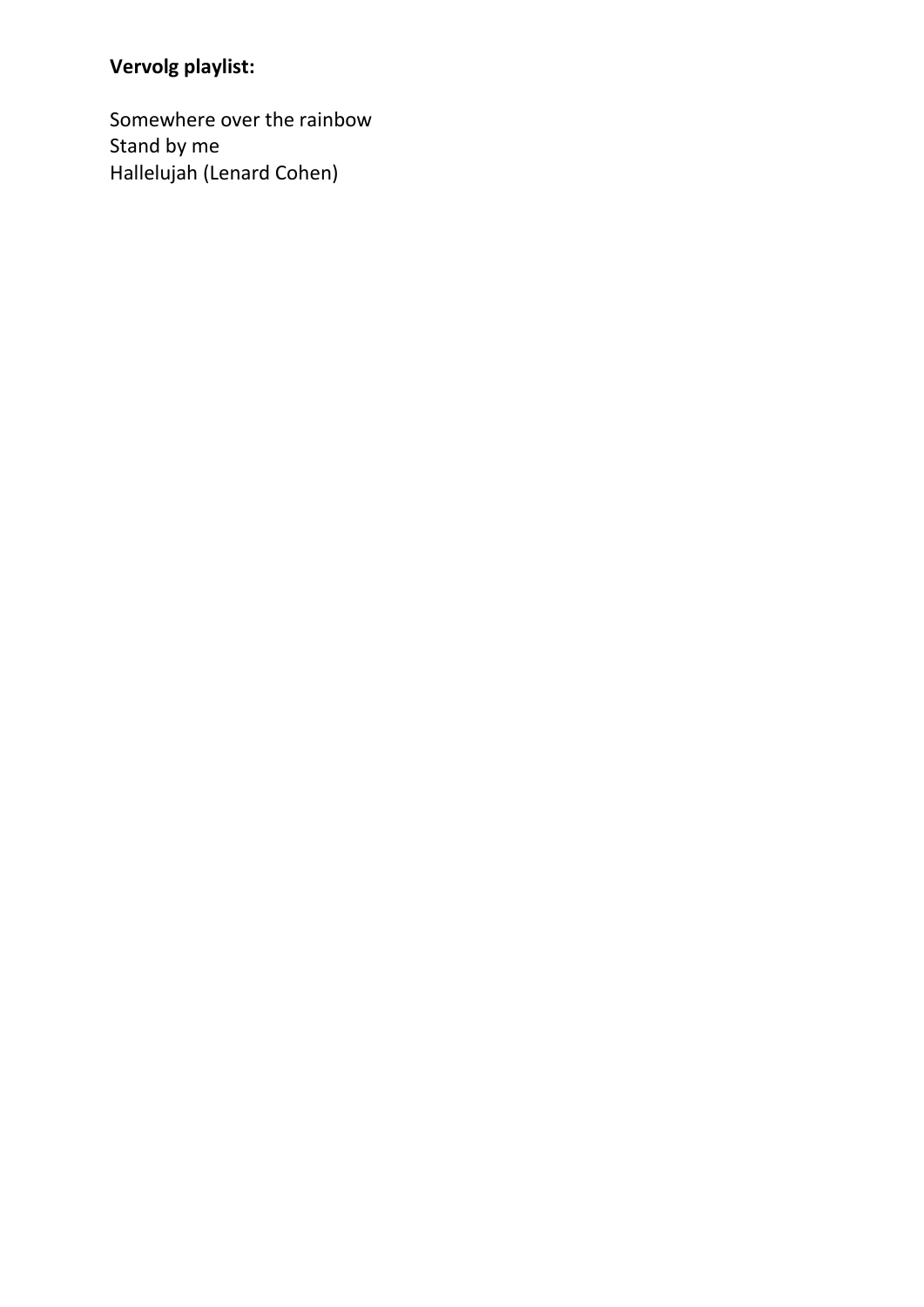**Vervolg playlist:**

Somewhere over the rainbow
Stand by me
Hallelujah (Lenard Cohen)